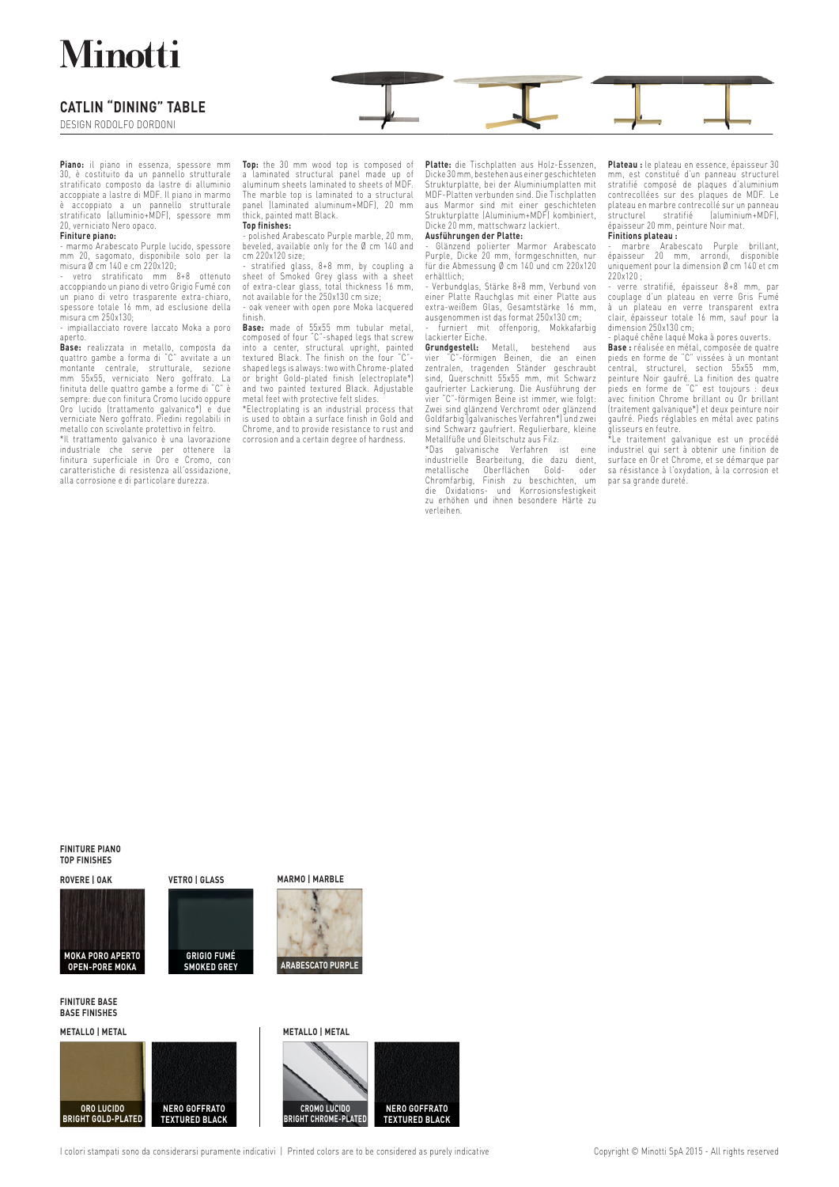# Minotti

## CATLIN "DINING" TABLE

DESIGN RODOLFO DORDONI

**Piano:** il piano in essenza, spessore mm 30, è costituito da un pannello strutturale stratificato composto da lastre di alluminio accoppiate a lastre di MDF. Il piano in marmo è accoppiato a un pannello strutturale stratificato (alluminio+MDF), spessore mm 20, verniciato Nero opaco.

**Finiture piano:**

- marmo Arabescato Purple lucido, spessore mm 20, sagomato, disponibile solo per la misura Ø cm 140 e cm 220x120;
- vetro stratificato mm 8+8 ottenuto accoppiando un piano di vetro Grigio Fumé con un piano di vetro trasparente extra-chiaro, spessore totale 16 mm, ad esclusione della misura cm 250x130;
- impiallacciato rovere laccato Moka a poro aperto.

**Base:** realizzata in metallo, composta da quattro gambe a forma di "C" avvitate a un montante centrale, strutturale, sezione mm 55x55, verniciato Nero goffrato. La finitura delle quattro gambe a forme di "C" è sempre: due con finitura Cromo lucido oppure Oro lucido (trattamento galvanico*) e due verniciate Nero goffrato. Piedini regolabili in metallo con scivolante protettivo in feltro.

*Il trattamento galvanico è una lavorazione industriale che serve per ottenere la finitura superficiale in Oro e Cromo, con caratteristiche di resistenza all'ossidazione, alla corrosione e di particolare durezza.

**Top:** the 30 mm wood top is composed of a laminated structural panel made up of aluminum sheets laminated to sheets of MDF. The marble top is laminated to a structural panel (laminated aluminum+MDF), 20 mm thick, painted matt Black.

**Top finishes:**

- polished Arabescato Purple marble, 20 mm, beveled, available only for the Ø cm 140 and cm 220x120 size;
- stratified glass, 8+8 mm, by coupling a sheet of Smoked Grey glass with a sheet of extra-clear glass, total thickness 16 mm, not available for the 250x130 cm size;
- oak veneer with open pore Moka lacquered finish.

**Base:** made of 55x55 mm tubular metal, composed of four "C"-shaped legs that screw into a center, structural upright, painted textured Black. The finish on the four "C"-shaped legs is always: two with Chrome-plated or bright Gold-plated finish (electroplate*) and two painted textured Black. Adjustable metal feet with protective felt slides.

*Electroplating is an industrial process that is used to obtain a surface finish in Gold and Chrome, and to provide resistance to rust and corrosion and a certain degree of hardness.

**Platte:** die Tischplatten aus Holz-Essenzen, Dicke 30 mm, bestehen aus einer geschichteten Strukturplatte, bei der Aluminiumplatten mit MDF-Platten verbunden sind. Die Tischplatten aus Marmor sind mit einer geschichteten Strukturplatte (Aluminium+MDF) kombiniert, Dicke 20 mm, mattschwarz lackiert.

**Ausführungen der Platte:**

- Glänzend polierter Marmor Arabescato Purple, Dicke 20 mm, formgeschnitten, nur für die Abmessung Ø cm 140 und cm 220x120 erhältlich;
- Verbundglas, Stärke 8+8 mm, Verbund von einer Platte Rauchglas mit einer Platte aus extra-weißem Glas, Gesamtstärke 16 mm, ausgenommen ist das format 250x130 cm;
- furniert mit offenporig, Mokkafarbig lackierter Eiche.

**Grundgestell:** Metall, bestehend aus vier "C"-förmigen Beinen, die an einen zentralen, tragenden Ständer geschraubt sind, Querschnitt 55x55 mm, mit Schwarz gaufrierter Lackierung. Die Ausführung der vier "C"-förmigen Beine ist immer, wie folgt: Zwei sind glänzend Verchromt oder glänzend Goldfarbig (galvanisches Verfahren*) und zwei sind Schwarz gaufriert. Regulierbare, kleine Metallfüße und Gleitschutz aus Filz.

*Das galvanische Verfahren ist eine industrielle Bearbeitung, die dazu dient, metallische Oberflächen Gold- oder Chromfarbig, Finish zu beschichten, um die Oxidations- und Korrosionsfestigkeit zu erhöhen und ihnen besondere Härte zu verleihen.

**Plateau :** le plateau en essence, épaisseur 30 mm, est constitué d'un panneau structurel stratifié composé de plaques d'aluminium contrecollées sur des plaques de MDF. Le plateau en marbre contrecollé sur un panneau structurel stratifié (aluminium+MDF), épaisseur 20 mm, peinture Noir mat.

**Finitions plateau :**

- marbre Arabescato Purple brillant, épaisseur 20 mm, arrondi, disponible uniquement pour la dimension Ø cm 140 et cm 220x120 ;
- verre stratifié, épaisseur 8+8 mm, par couplage d'un plateau en verre Gris Fumé à un plateau en verre transparent extra clair, épaisseur totale 16 mm, sauf pour la dimension 250x130 cm;
- plaqué chêne laqué Moka à pores ouverts.

**Base :** réalisée en métal, composée de quatre pieds en forme de "C" vissées à un montant central, structurel, section 55x55 mm, peinture Noir gaufré. La finition des quatre pieds en forme de "C" est toujours : deux avec finition Chrome brillant ou Or brillant (traitement galvanique*) et deux peinture noir gaufré. Pieds réglables en métal avec patins glisseurs en feutre.

*Le traitement galvanique est un procédé industriel qui sert à obtenir une finition de surface en Or et Chrome, et se démarque par sa résistance à l'oxydation, à la corrosion et par sa grande dureté.

### FINITURE PIANO
### TOP FINISHES

**ROVERE | OAK**
MOKA PORO APERTO
OPEN-PORE MOKA

**VETRO | GLASS**
GRIGIO FUMÉ
SMOKED GREY

**MARMO | MARBLE**
ARABESCATO PURPLE

### FINITURE BASE
### BASE FINISHES

**METALLO | METAL**
ORO LUCIDO
BRIGHT GOLD-PLATED

NERO GOFFRATO
TEXTURED BLACK

**METALLO | METAL**
CROMO LUCIDO
BRIGHT CHROME-PLATED

NERO GOFFRATO
TEXTURED BLACK

I colori stampati sono da considerarsi puramente indicativi | Printed colors are to be considered as purely indicative

Copyright © Minotti SpA 2015 - All rights reserved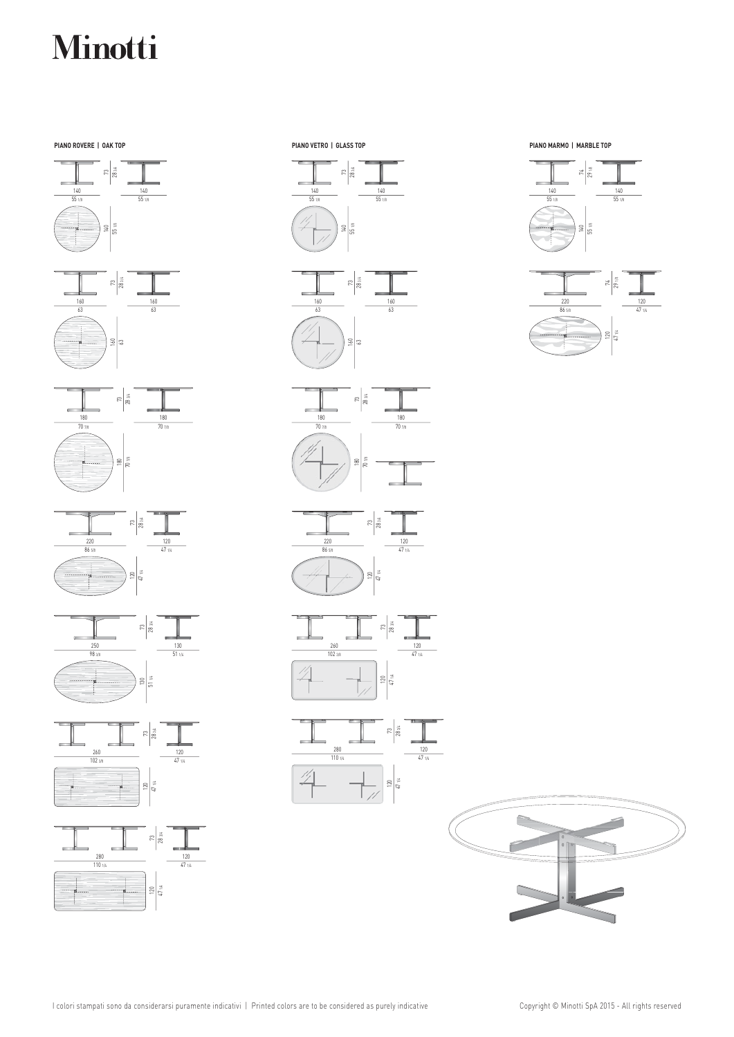# Minotti

## PIANO ROVERE | OAK TOP

73
28 3/4
140
55 1/8
140
55 1/8
140
55 1/8

73
28 3/4
160
63
160
63
160
63

73
28 3/4
180
70 7/8
180
70 7/8
180
70 7/8

73
28 3/4
220
86 5/8
120
47 1/4
120
47 1/4

73
28 3/4
250
98 3/8
130
51 1/4
130
51 1/4

73
28 3/4
260
102 3/8
120
47 1/4
120
47 1/4

73
28 3/4
280
110 1/4
120
47 1/4
120
47 1/4

## PIANO VETRO | GLASS TOP

73
28 3/4
140
55 1/8
140
55 1/8
140
55 1/8

73
28 3/4
160
63
160
63
160
63

73
28 3/4
180
70 7/8
180
70 7/8
180
70 7/8

73
28 3/4
220
86 5/8
120
47 1/4
120
47 1/4

73
28 3/4
260
102 3/8
120
47 1/4
120
47 1/4

73
28 3/4
280
110 1/4
120
47 1/4
120
47 1/4

## PIANO MARMO | MARBLE TOP

74
29 1/8
140
55 1/8
140
55 1/8
140
55 1/8

74
29 1/8
220
86 5/8
120
47 1/4
120
47 1/4

I colori stampati sono da considerarsi puramente indicativi | Printed colors are to be considered as purely indicative

Copyright © Minotti SpA 2015 - All rights reserved